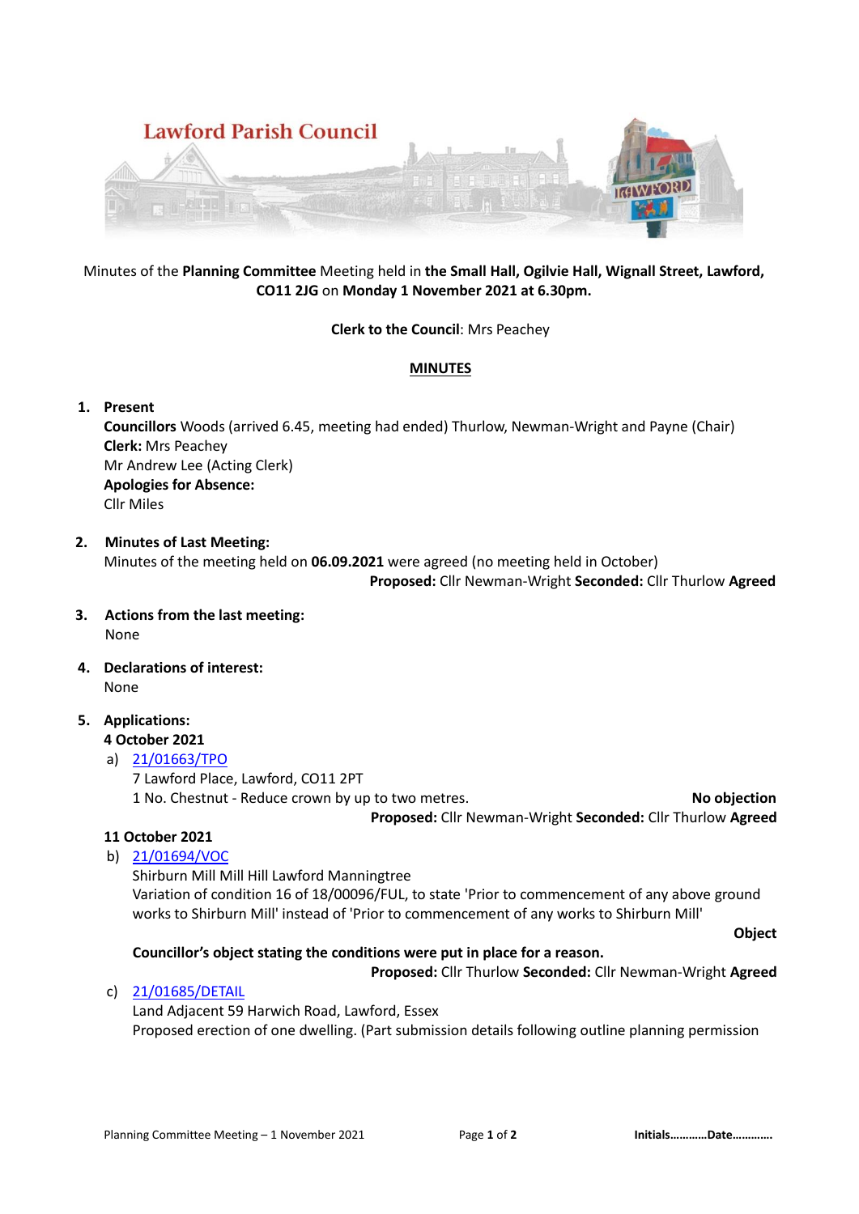# Lawford Parish Council

Minutes of the **Planning Committee** Meeting held in **the Small Hall, Ogilvie Hall, Wignall Street, Lawford, CO11 2JG** on **Monday 1 November 2021 at 6.30pm.**

**Clerk to the Council**: Mrs Peachey

## MINUTES

1. **Present**
   **Councillors** Woods (arrived 6.45, meeting had ended) Thurlow, Newman-Wright and Payne (Chair)
   **Clerk:** Mrs Peachey
   Mr Andrew Lee (Acting Clerk)
   **Apologies for Absence:**
   Cllr Miles

2. **Minutes of Last Meeting:**
   Minutes of the meeting held on **06.09.2021** were agreed (no meeting held in October)
   **Proposed:** Cllr Newman-Wright **Seconded:** Cllr Thurlow **Agreed**

3. **Actions from the last meeting:**
   None

4. **Declarations of interest:**
   None

5. **Applications:**
   **4 October 2021**
   a) 21/01663/TPO
      7 Lawford Place, Lawford, CO11 2PT
      1 No. Chestnut - Reduce crown by up to two metres. **No objection**
      **Proposed:** Cllr Newman-Wright **Seconded:** Cllr Thurlow **Agreed**

   **11 October 2021**
   b) 21/01694/VOC
      Shirburn Mill Mill Hill Lawford Manningtree
      Variation of condition 16 of 18/00096/FUL, to state 'Prior to commencement of any above ground works to Shirburn Mill' instead of 'Prior to commencement of any works to Shirburn Mill'
      **Object**
      **Councillor's object stating the conditions were put in place for a reason.**
      **Proposed:** Cllr Thurlow **Seconded:** Cllr Newman-Wright **Agreed**

   c) 21/01685/DETAIL
      Land Adjacent 59 Harwich Road, Lawford, Essex
      Proposed erection of one dwelling. (Part submission details following outline planning permission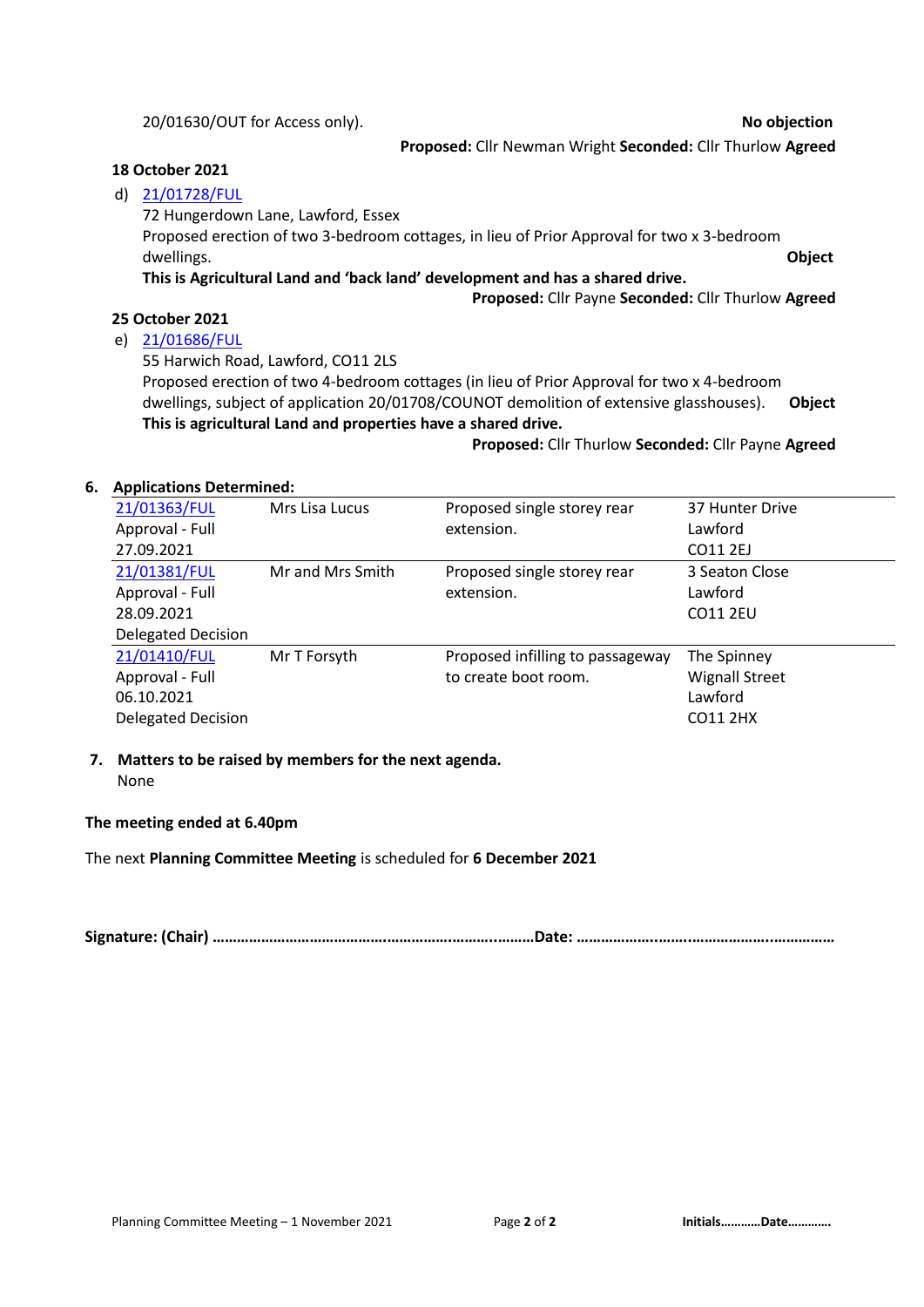20/01630/OUT for Access only). **No objection**

**Proposed:** Cllr Newman Wright **Seconded:** Cllr Thurlow **Agreed**

**18 October 2021**

d) 21/01728/FUL
72 Hungerdown Lane, Lawford, Essex
Proposed erection of two 3-bedroom cottages, in lieu of Prior Approval for two x 3-bedroom dwellings. **Object**
**This is Agricultural Land and 'back land' development and has a shared drive.**

**Proposed:** Cllr Payne **Seconded:** Cllr Thurlow **Agreed**

**25 October 2021**

e) 21/01686/FUL
55 Harwich Road, Lawford, CO11 2LS
Proposed erection of two 4-bedroom cottages (in lieu of Prior Approval for two x 4-bedroom dwellings, subject of application 20/01708/COUNOT demolition of extensive glasshouses). **Object**
**This is agricultural Land and properties have a shared drive.**

**Proposed:** Cllr Thurlow **Seconded:** Cllr Payne **Agreed**

**6. Applications Determined:**

| | | | |
|---|---|---|---|
| 21/01363/FUL<br>Approval - Full<br>27.09.2021 | Mrs Lisa Lucus | Proposed single storey rear extension. | 37 Hunter Drive<br>Lawford<br>CO11 2EJ |
| 21/01381/FUL<br>Approval - Full<br>28.09.2021<br>Delegated Decision | Mr and Mrs Smith | Proposed single storey rear extension. | 3 Seaton Close<br>Lawford<br>CO11 2EU |
| 21/01410/FUL<br>Approval - Full<br>06.10.2021<br>Delegated Decision | Mr T Forsyth | Proposed infilling to passageway to create boot room. | The Spinney<br>Wignall Street<br>Lawford<br>CO11 2HX |

**7. Matters to be raised by members for the next agenda.**
None

**The meeting ended at 6.40pm**

The next **Planning Committee Meeting** is scheduled for **6 December 2021**

**Signature: (Chair) ………………………………………………………………………Date: ……………………………………………………**